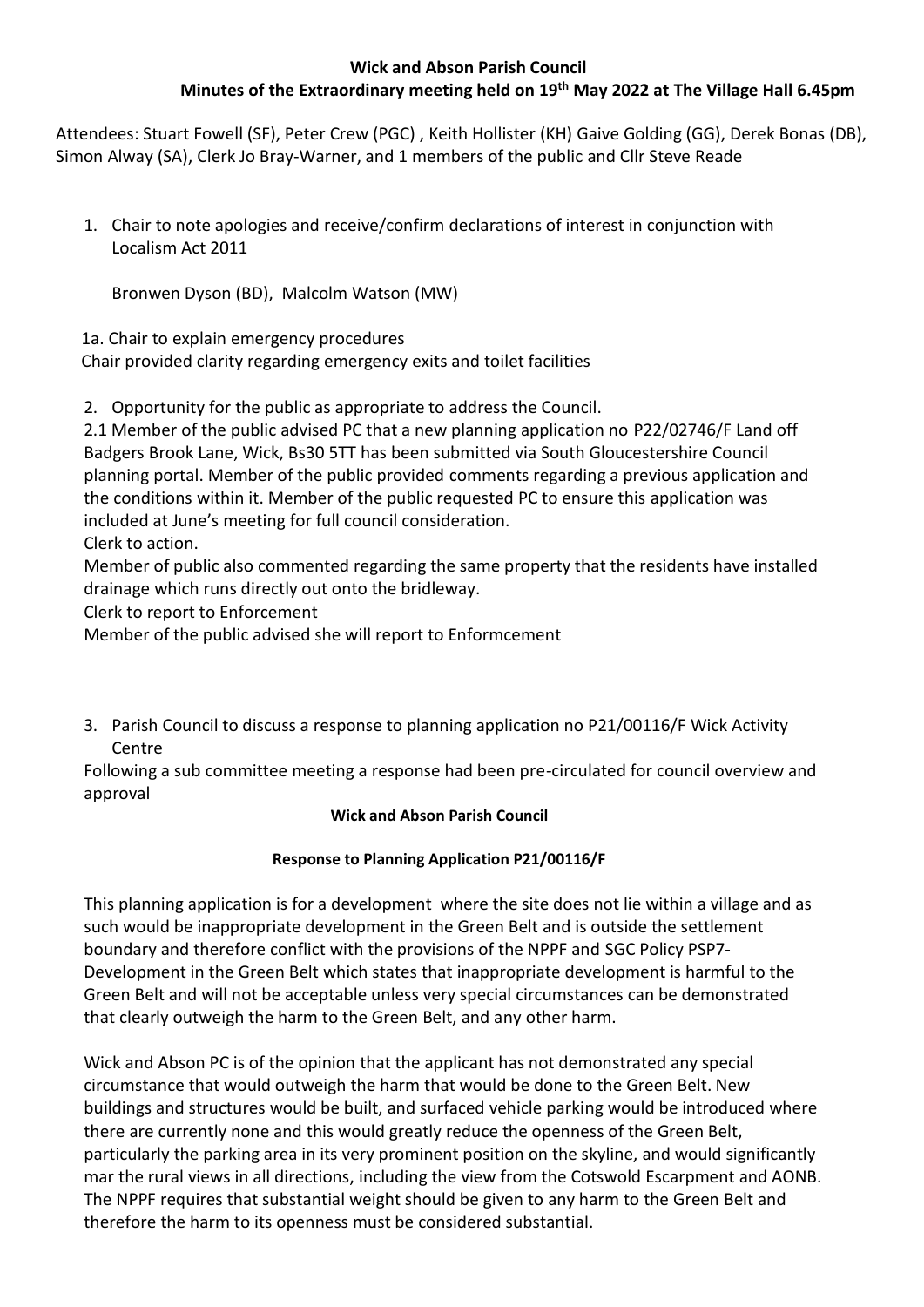**Wick and Abson Parish Council**

**Minutes of the Extraordinary meeting held on 19th May 2022 at The Village Hall 6.45pm**

Attendees: Stuart Fowell (SF), Peter Crew (PGC) , Keith Hollister (KH) Gaive Golding (GG), Derek Bonas (DB), Simon Alway (SA), Clerk Jo Bray-Warner, and 1 members of the public and Cllr Steve Reade

1. Chair to note apologies and receive/confirm declarations of interest in conjunction with Localism Act 2011

   Bronwen Dyson (BD), Malcolm Watson (MW)

1a. Chair to explain emergency procedures
Chair provided clarity regarding emergency exits and toilet facilities

2. Opportunity for the public as appropriate to address the Council.

2.1 Member of the public advised PC that a new planning application no P22/02746/F Land off Badgers Brook Lane, Wick, Bs30 5TT has been submitted via South Gloucestershire Council planning portal. Member of the public provided comments regarding a previous application and the conditions within it. Member of the public requested PC to ensure this application was included at June's meeting for full council consideration.
Clerk to action.
Member of public also commented regarding the same property that the residents have installed drainage which runs directly out onto the bridleway.
Clerk to report to Enforcement
Member of the public advised she will report to Enformcement

3. Parish Council to discuss a response to planning application no P21/00116/F Wick Activity Centre

Following a sub committee meeting a response had been pre-circulated for council overview and approval

**Wick and Abson Parish Council**

**Response to Planning Application P21/00116/F**

This planning application is for a development where the site does not lie within a village and as such would be inappropriate development in the Green Belt and is outside the settlement boundary and therefore conflict with the provisions of the NPPF and SGC Policy PSP7- Development in the Green Belt which states that inappropriate development is harmful to the Green Belt and will not be acceptable unless very special circumstances can be demonstrated that clearly outweigh the harm to the Green Belt, and any other harm.

Wick and Abson PC is of the opinion that the applicant has not demonstrated any special circumstance that would outweigh the harm that would be done to the Green Belt. New buildings and structures would be built, and surfaced vehicle parking would be introduced where there are currently none and this would greatly reduce the openness of the Green Belt, particularly the parking area in its very prominent position on the skyline, and would significantly mar the rural views in all directions, including the view from the Cotswold Escarpment and AONB. The NPPF requires that substantial weight should be given to any harm to the Green Belt and therefore the harm to its openness must be considered substantial.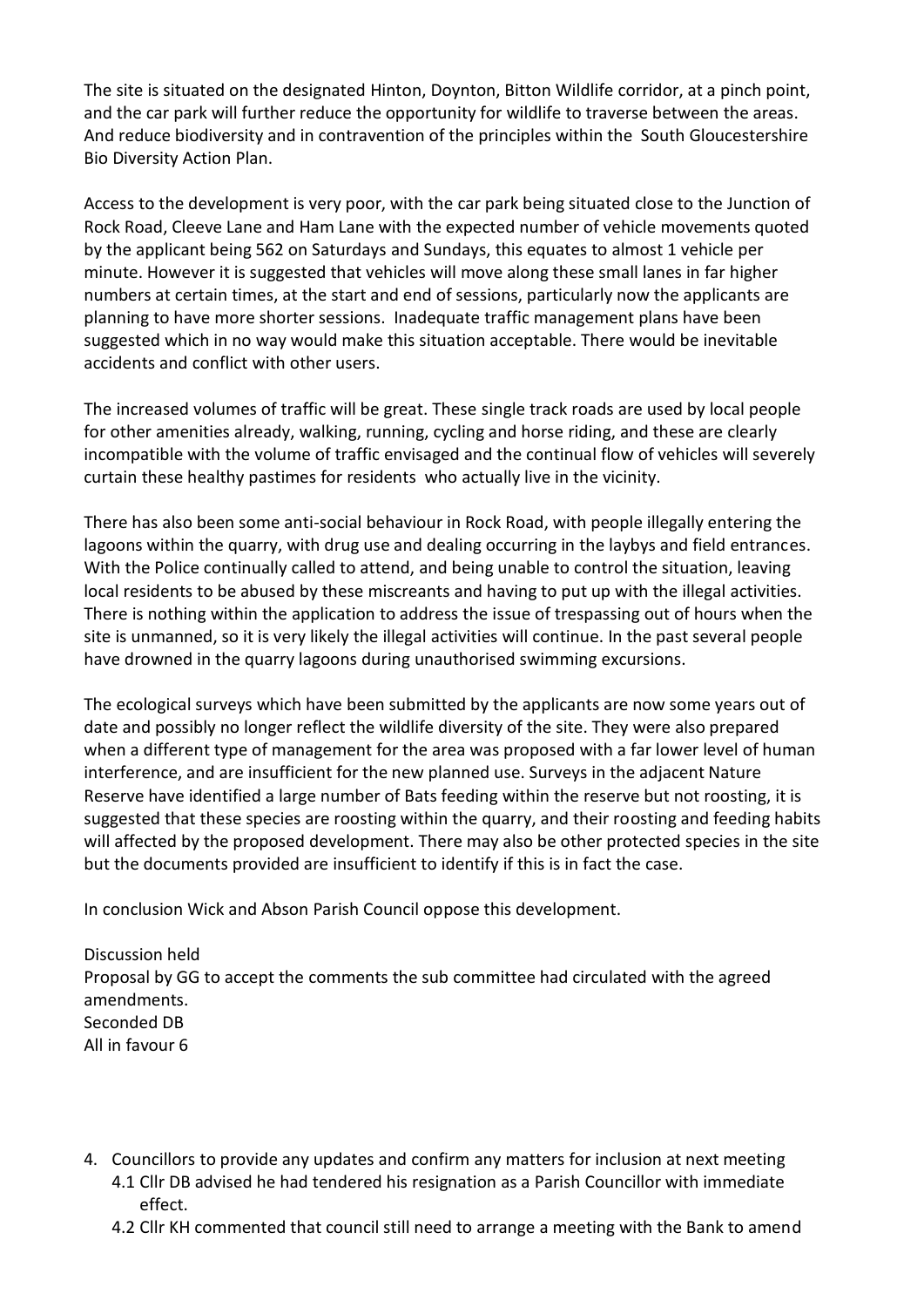The site is situated on the designated Hinton, Doynton, Bitton Wildlife corridor, at a pinch point, and the car park will further reduce the opportunity for wildlife to traverse between the areas. And reduce biodiversity and in contravention of the principles within the South Gloucestershire Bio Diversity Action Plan.

Access to the development is very poor, with the car park being situated close to the Junction of Rock Road, Cleeve Lane and Ham Lane with the expected number of vehicle movements quoted by the applicant being 562 on Saturdays and Sundays, this equates to almost 1 vehicle per minute. However it is suggested that vehicles will move along these small lanes in far higher numbers at certain times, at the start and end of sessions, particularly now the applicants are planning to have more shorter sessions. Inadequate traffic management plans have been suggested which in no way would make this situation acceptable. There would be inevitable accidents and conflict with other users.

The increased volumes of traffic will be great. These single track roads are used by local people for other amenities already, walking, running, cycling and horse riding, and these are clearly incompatible with the volume of traffic envisaged and the continual flow of vehicles will severely curtain these healthy pastimes for residents who actually live in the vicinity.

There has also been some anti-social behaviour in Rock Road, with people illegally entering the lagoons within the quarry, with drug use and dealing occurring in the laybys and field entrances. With the Police continually called to attend, and being unable to control the situation, leaving local residents to be abused by these miscreants and having to put up with the illegal activities. There is nothing within the application to address the issue of trespassing out of hours when the site is unmanned, so it is very likely the illegal activities will continue. In the past several people have drowned in the quarry lagoons during unauthorised swimming excursions.

The ecological surveys which have been submitted by the applicants are now some years out of date and possibly no longer reflect the wildlife diversity of the site. They were also prepared when a different type of management for the area was proposed with a far lower level of human interference, and are insufficient for the new planned use. Surveys in the adjacent Nature Reserve have identified a large number of Bats feeding within the reserve but not roosting, it is suggested that these species are roosting within the quarry, and their roosting and feeding habits will affected by the proposed development. There may also be other protected species in the site but the documents provided are insufficient to identify if this is in fact the case.

In conclusion Wick and Abson Parish Council oppose this development.

Discussion held
Proposal by GG to accept the comments the sub committee had circulated with the agreed amendments.
Seconded DB
All in favour 6

4. Councillors to provide any updates and confirm any matters for inclusion at next meeting
   4.1 Cllr DB advised he had tendered his resignation as a Parish Councillor with immediate effect.
   4.2 Cllr KH commented that council still need to arrange a meeting with the Bank to amend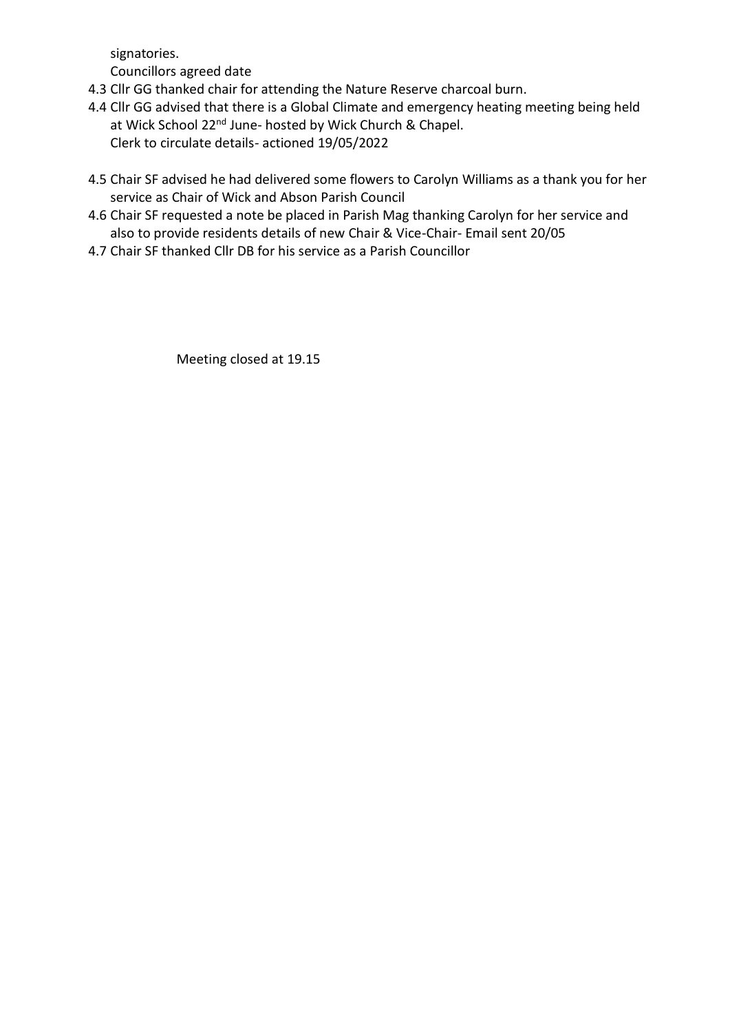signatories.
Councillors agreed date

4.3 Cllr GG thanked chair for attending the Nature Reserve charcoal burn.
4.4 Cllr GG advised that there is a Global Climate and emergency heating meeting being held at Wick School 22nd June- hosted by Wick Church & Chapel.
Clerk to circulate details- actioned 19/05/2022

4.5 Chair SF advised he had delivered some flowers to Carolyn Williams as a thank you for her service as Chair of Wick and Abson Parish Council
4.6 Chair SF requested a note be placed in Parish Mag thanking Carolyn for her service and also to provide residents details of new Chair & Vice-Chair- Email sent 20/05
4.7 Chair SF thanked Cllr DB for his service as a Parish Councillor

Meeting closed at 19.15